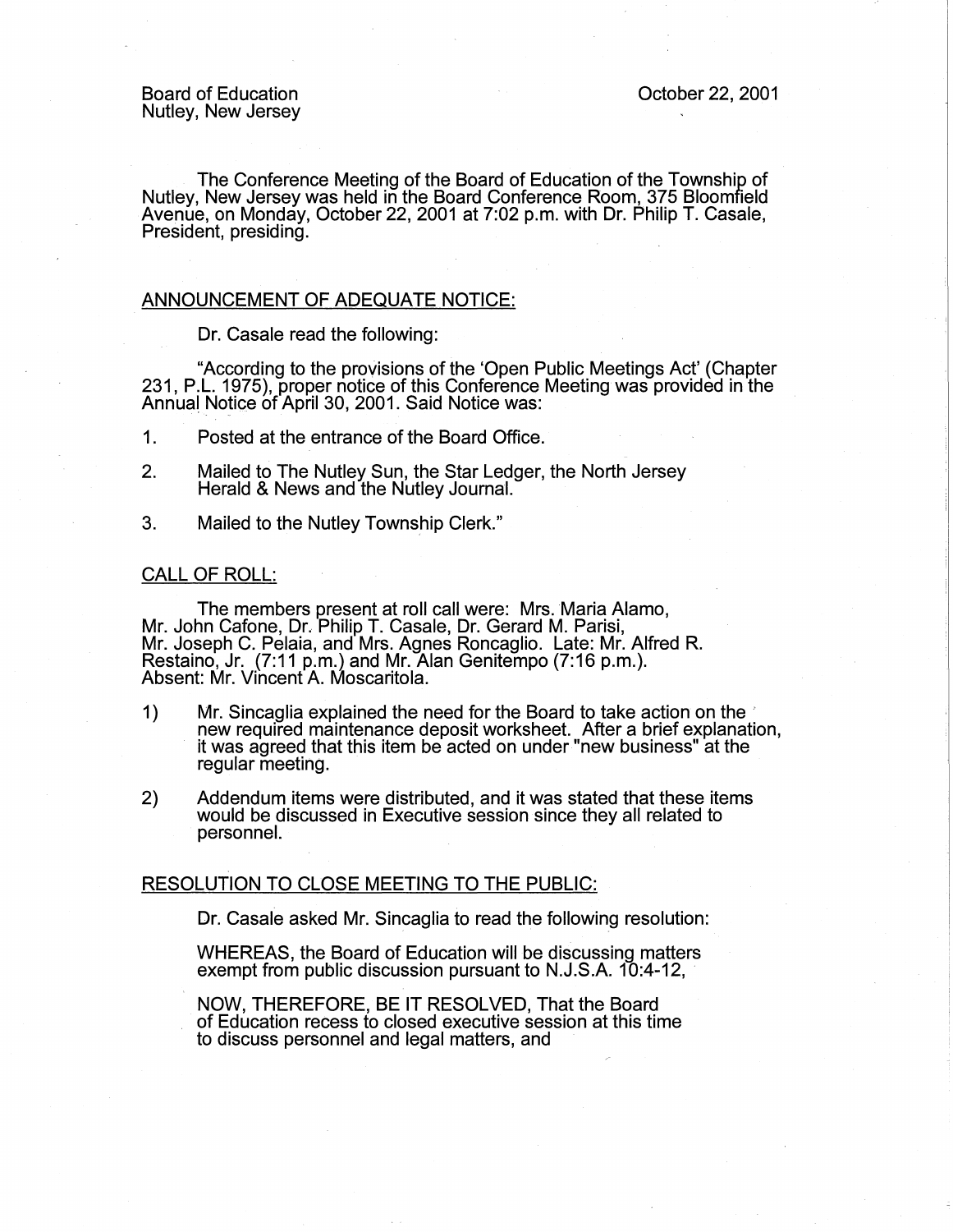Board of Education
Nutley, New Jersey

October 22, 2001

The Conference Meeting of the Board of Education of the Township of Nutley, New Jersey was held in the Board Conference Room, 375 Bloomfield Avenue, on Monday, October 22, 2001 at 7:02 p.m. with Dr. Philip T. Casale, President, presiding.

## ANNOUNCEMENT OF ADEQUATE NOTICE:

Dr. Casale read the following:

"According to the provisions of the 'Open Public Meetings Act' (Chapter 231, P.L. 1975), proper notice of this Conference Meeting was provided in the Annual Notice of April 30, 2001. Said Notice was:

1. Posted at the entrance of the Board Office.
2. Mailed to The Nutley Sun, the Star Ledger, the North Jersey Herald & News and the Nutley Journal.
3. Mailed to the Nutley Township Clerk."

## CALL OF ROLL:

The members present at roll call were: Mrs. Maria Alamo, Mr. John Cafone, Dr. Philip T. Casale, Dr. Gerard M. Parisi, Mr. Joseph C. Pelaia, and Mrs. Agnes Roncaglio. Late: Mr. Alfred R. Restaino, Jr. (7:11 p.m.) and Mr. Alan Genitempo (7:16 p.m.). Absent: Mr. Vincent A. Moscaritola.

1) Mr. Sincaglia explained the need for the Board to take action on the new required maintenance deposit worksheet. After a brief explanation, it was agreed that this item be acted on under "new business" at the regular meeting.

2) Addendum items were distributed, and it was stated that these items would be discussed in Executive session since they all related to personnel.

## RESOLUTION TO CLOSE MEETING TO THE PUBLIC:

Dr. Casale asked Mr. Sincaglia to read the following resolution:

WHEREAS, the Board of Education will be discussing matters exempt from public discussion pursuant to N.J.S.A. 10:4-12,

NOW, THEREFORE, BE IT RESOLVED, That the Board of Education recess to closed executive session at this time to discuss personnel and legal matters, and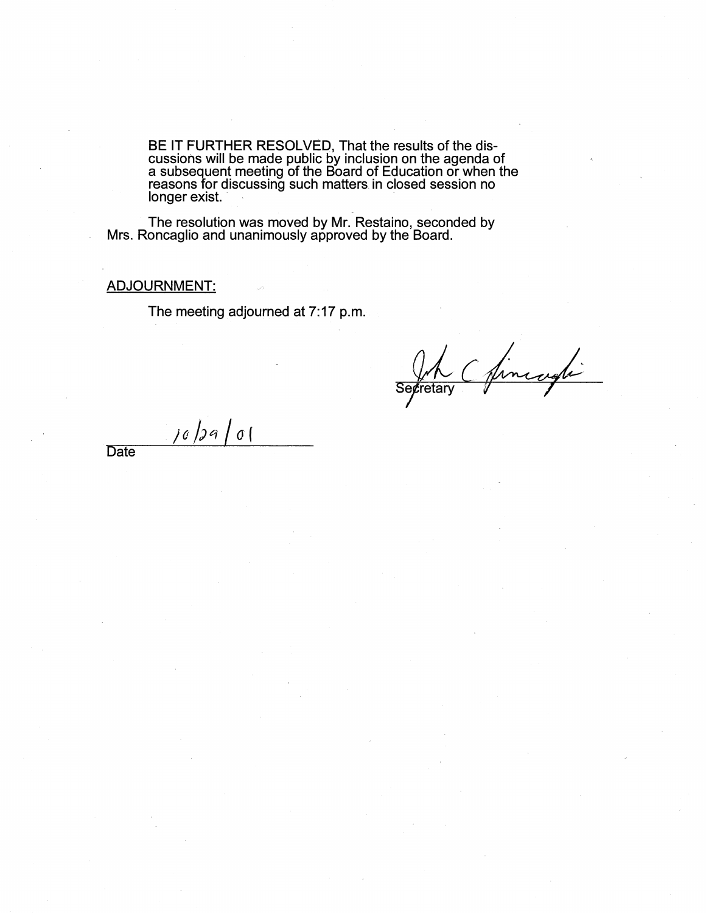BE IT FURTHER RESOLVED, That the results of the discussions will be made public by inclusion on the agenda of a subsequent meeting of the Board of Education or when the reasons for discussing such matters in closed session no longer exist.

The resolution was moved by Mr. Restaino, seconded by Mrs. Roncaglio and unanimously approved by the Board.

ADJOURNMENT:

The meeting adjourned at 7:17 p.m.

Secretary

Date 10/29/01